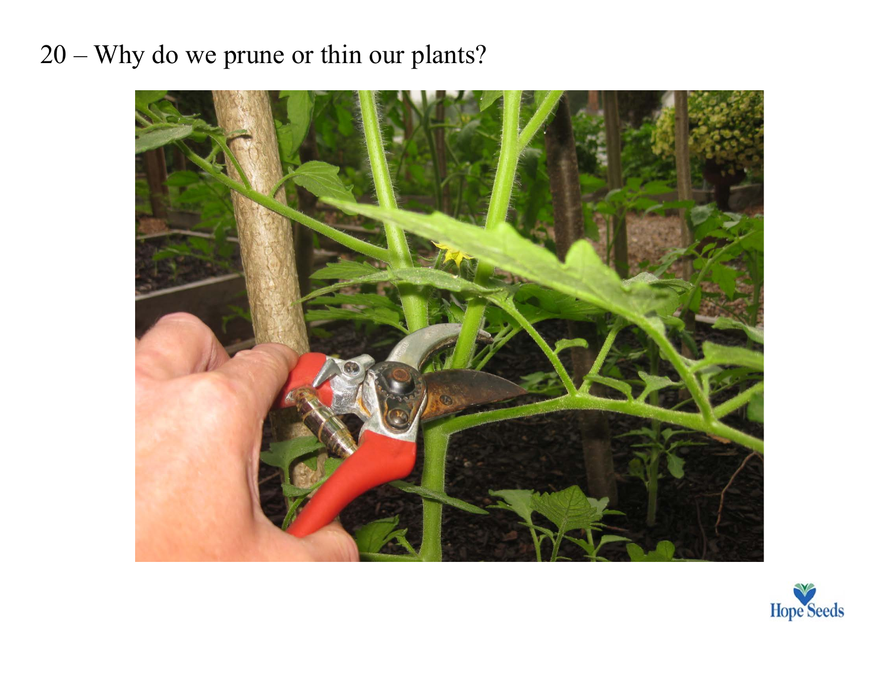20 – Why do we prune or thin our plants?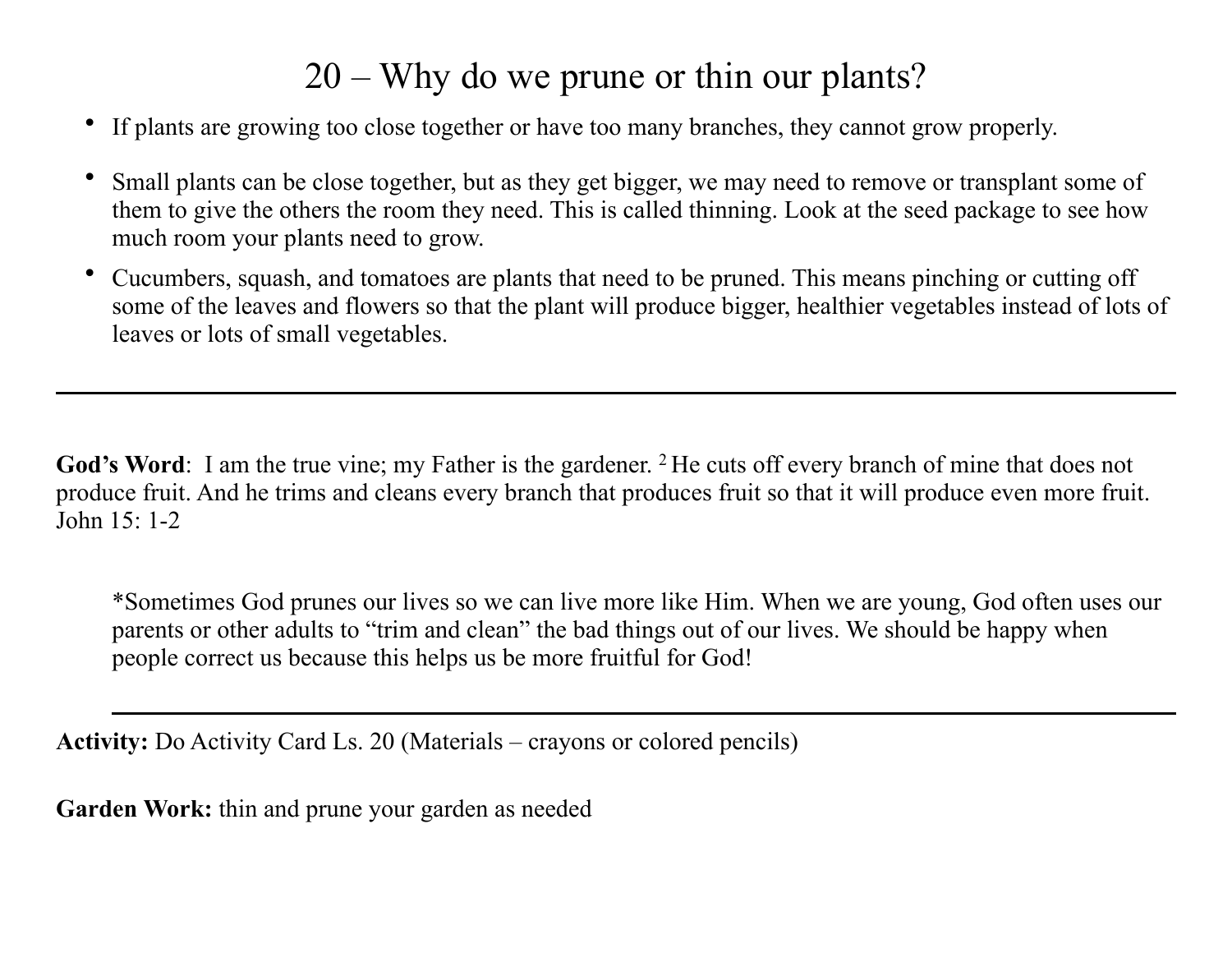# 20 – Why do we prune or thin our plants?

- If plants are growing too close together or have too many branches, they cannot grow properly.
- Small plants can be close together, but as they get bigger, we may need to remove or transplant some of them to give the others the room they need. This is called thinning. Look at the seed package to see how much room your plants need to grow.
- Cucumbers, squash, and tomatoes are plants that need to be pruned. This means pinching or cutting off some of the leaves and flowers so that the plant will produce bigger, healthier vegetables instead of lots of leaves or lots of small vegetables.

---

**God's Word**: I am the true vine; my Father is the gardener. [2] He cuts off every branch of mine that does not produce fruit. And he trims and cleans every branch that produces fruit so that it will produce even more fruit. John 15: 1-2

*Sometimes God prunes our lives so we can live more like Him. When we are young, God often uses our parents or other adults to "trim and clean" the bad things out of our lives. We should be happy when people correct us because this helps us be more fruitful for God!

---

**Activity:** Do Activity Card Ls. 20 (Materials – crayons or colored pencils)

**Garden Work:** thin and prune your garden as needed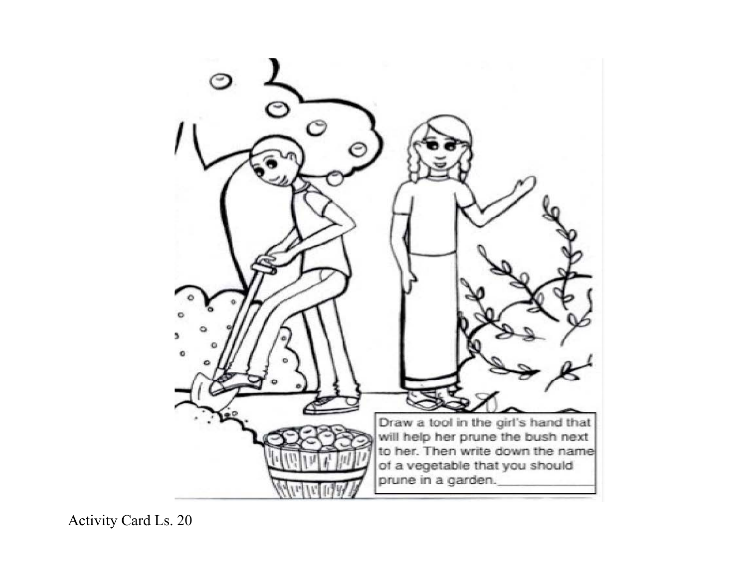Draw a tool in the girl's hand that will help her prune the bush next to her. Then write down the name of a vegetable that you should prune in a garden.___________

Activity Card Ls. 20